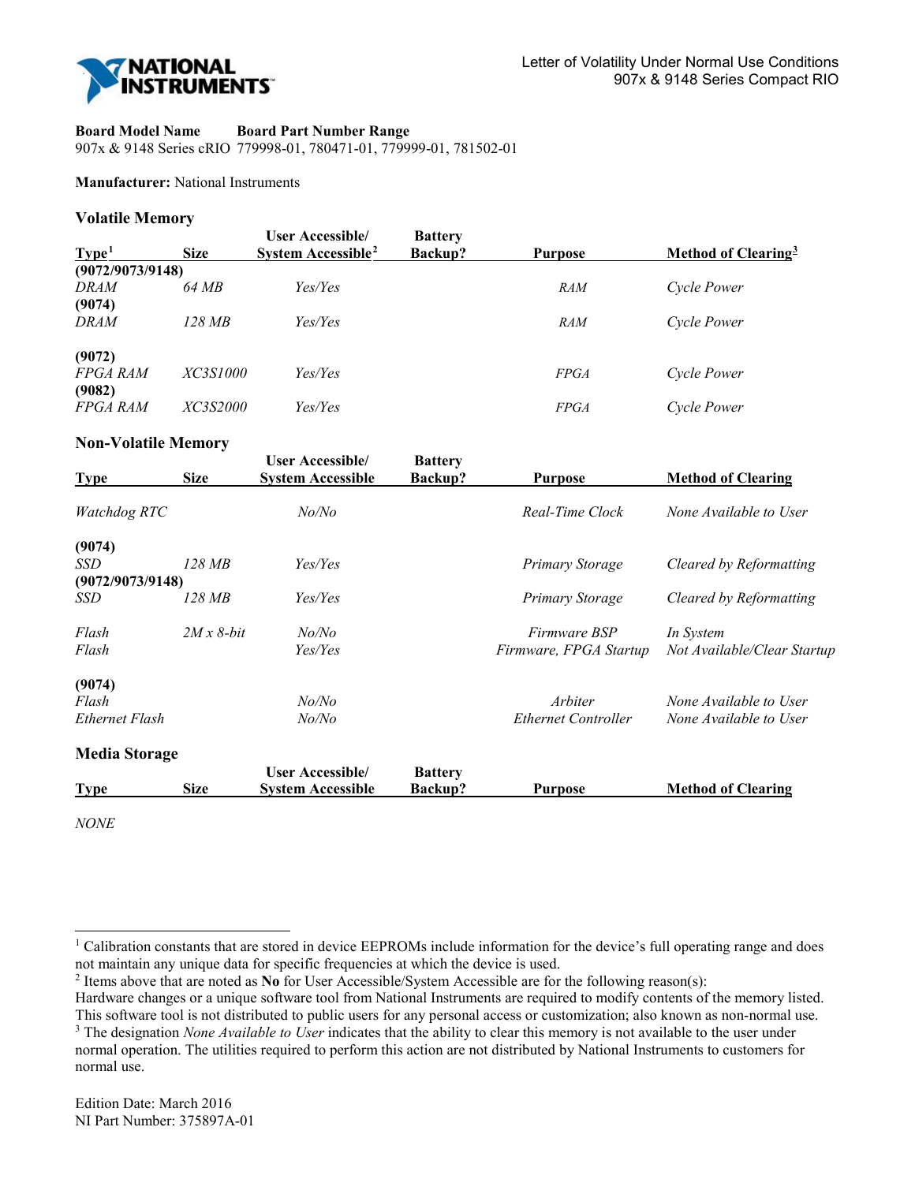Letter of Volatility Under Normal Use Conditions
907x & 9148 Series Compact RIO

**Board Model Name** **Board Part Number Range**
907x & 9148 Series cRIO 779998-01, 780471-01, 779999-01, 781502-01

**Manufacturer:** National Instruments

## Volatile Memory

| Type[1] | Size | User Accessible/ System Accessible[2] | Battery Backup? | Purpose | Method of Clearing[3] |
|---|---|---|---|---|---|
| **(9072/9073/9148)** | | | | | |
| *DRAM* | *64 MB* | *Yes/Yes* | | *RAM* | *Cycle Power* |
| **(9074)** | | | | | |
| *DRAM* | *128 MB* | *Yes/Yes* | | *RAM* | *Cycle Power* |
| **(9072)** | | | | | |
| *FPGA RAM* | *XC3S1000* | *Yes/Yes* | | *FPGA* | *Cycle Power* |
| **(9082)** | | | | | |
| *FPGA RAM* | *XC3S2000* | *Yes/Yes* | | *FPGA* | *Cycle Power* |

## Non-Volatile Memory

| Type | Size | User Accessible/ System Accessible | Battery Backup? | Purpose | Method of Clearing |
|---|---|---|---|---|---|
| *Watchdog RTC* | | *No/No* | | *Real-Time Clock* | *None Available to User* |
| **(9074)** | | | | | |
| *SSD* | *128 MB* | *Yes/Yes* | | *Primary Storage* | *Cleared by Reformatting* |
| **(9072/9073/9148)** | | | | | |
| *SSD* | *128 MB* | *Yes/Yes* | | *Primary Storage* | *Cleared by Reformatting* |
| *Flash* | *2M x 8-bit* | *No/No* | | *Firmware BSP* | *In System* |
| *Flash* | | *Yes/Yes* | | *Firmware, FPGA Startup* | *Not Available/Clear Startup* |
| **(9074)** | | | | | |
| *Flash* | | *No/No* | | *Arbiter* | *None Available to User* |
| *Ethernet Flash* | | *No/No* | | *Ethernet Controller* | *None Available to User* |

## Media Storage

| Type | Size | User Accessible/ System Accessible | Battery Backup? | Purpose | Method of Clearing |
|---|---|---|---|---|---|
| *NONE* | | | | | |

[1] Calibration constants that are stored in device EEPROMs include information for the device's full operating range and does not maintain any unique data for specific frequencies at which the device is used.
[2] Items above that are noted as **No** for User Accessible/System Accessible are for the following reason(s):
Hardware changes or a unique software tool from National Instruments are required to modify contents of the memory listed. This software tool is not distributed to public users for any personal access or customization; also known as non-normal use.
[3] The designation *None Available to User* indicates that the ability to clear this memory is not available to the user under normal operation. The utilities required to perform this action are not distributed by National Instruments to customers for normal use.

Edition Date: March 2016
NI Part Number: 375897A-01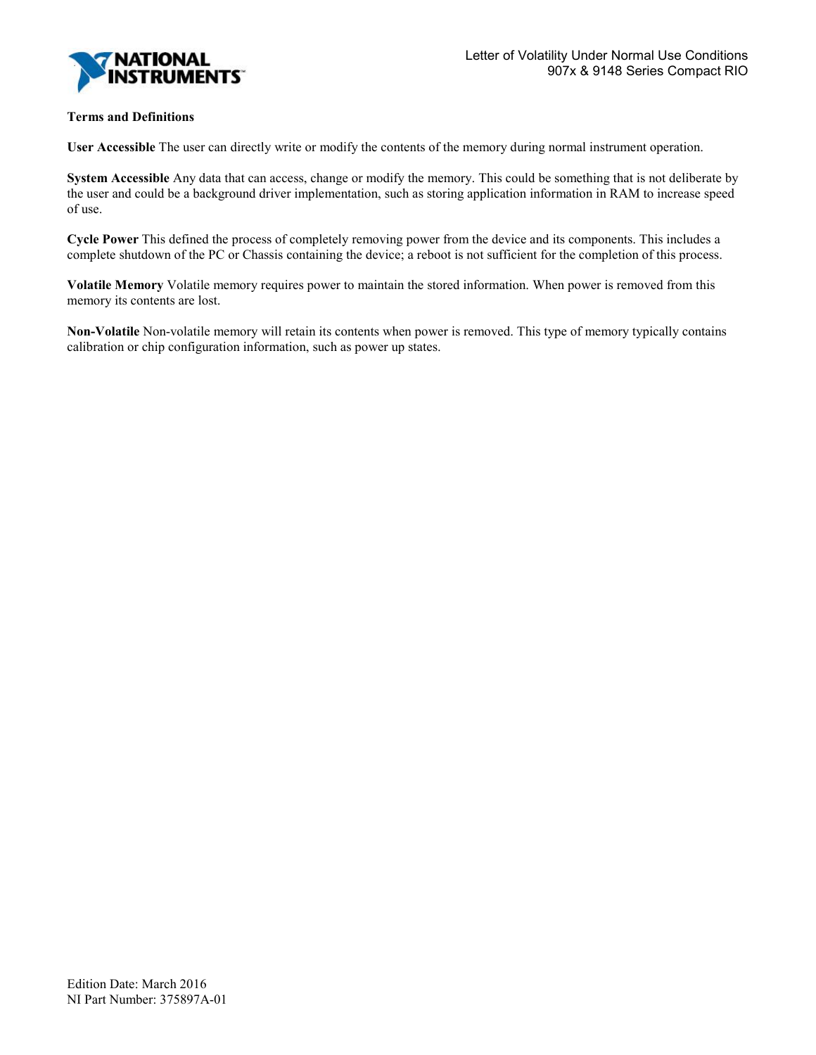**Terms and Definitions**

**User Accessible** The user can directly write or modify the contents of the memory during normal instrument operation.

**System Accessible** Any data that can access, change or modify the memory. This could be something that is not deliberate by the user and could be a background driver implementation, such as storing application information in RAM to increase speed of use.

**Cycle Power** This defined the process of completely removing power from the device and its components. This includes a complete shutdown of the PC or Chassis containing the device; a reboot is not sufficient for the completion of this process.

**Volatile Memory** Volatile memory requires power to maintain the stored information. When power is removed from this memory its contents are lost.

**Non-Volatile** Non-volatile memory will retain its contents when power is removed. This type of memory typically contains calibration or chip configuration information, such as power up states.

Edition Date: March 2016
NI Part Number: 375897A-01